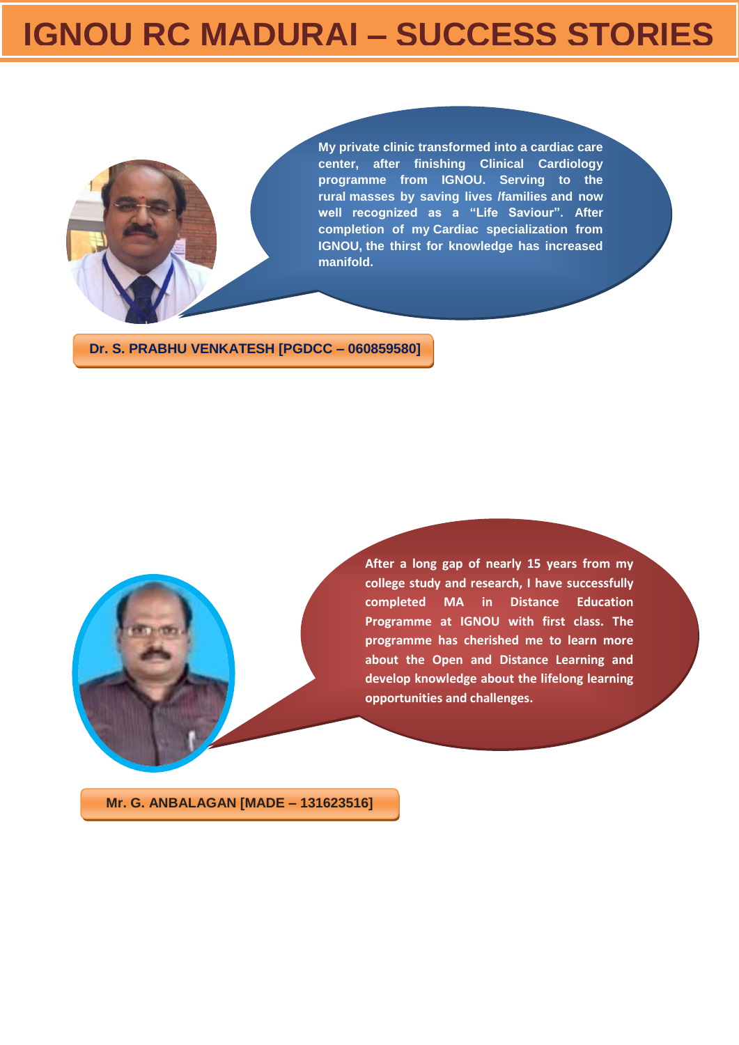# IGNOU RC MADURAI – SUCCESS STORIES

My private clinic transformed into a cardiac care center, after finishing Clinical Cardiology programme from IGNOU. Serving to the rural masses by saving lives /families and now well recognized as a "Life Saviour". After completion of my Cardiac specialization from IGNOU, the thirst for knowledge has increased manifold.

**Dr. S. PRABHU VENKATESH [PGDCC – 060859580]**

After a long gap of nearly 15 years from my college study and research, I have successfully completed MA in Distance Education Programme at IGNOU with first class. The programme has cherished me to learn more about the Open and Distance Learning and develop knowledge about the lifelong learning opportunities and challenges.

**Mr. G. ANBALAGAN [MADE – 131623516]**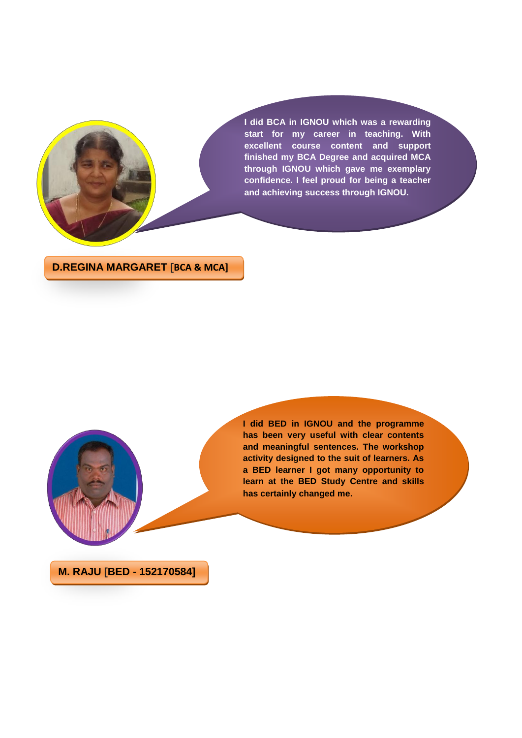I did BCA in IGNOU which was a rewarding start for my career in teaching. With excellent course content and support finished my BCA Degree and acquired MCA through IGNOU which gave me exemplary confidence. I feel proud for being a teacher and achieving success through IGNOU.

**D.REGINA MARGARET [BCA & MCA]**

I did BED in IGNOU and the programme has been very useful with clear contents and meaningful sentences. The workshop activity designed to the suit of learners. As a BED learner I got many opportunity to learn at the BED Study Centre and skills has certainly changed me.

**M. RAJU [BED - 152170584]**